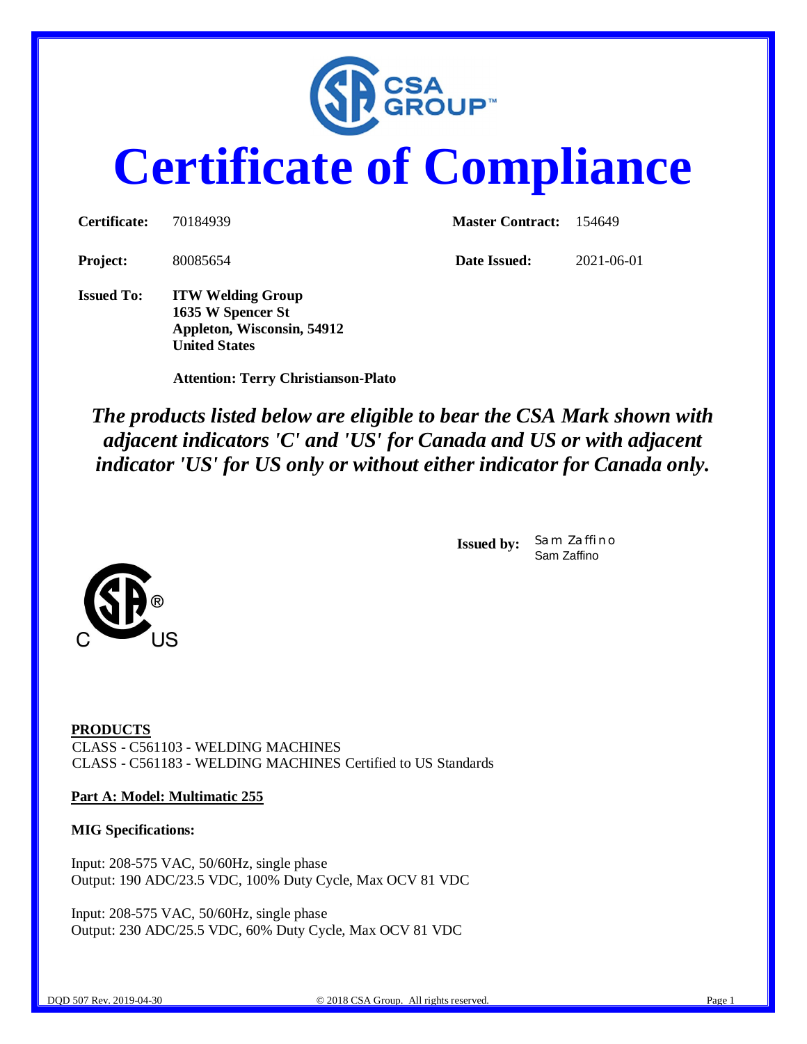# Certificate of Compliance

| | | | |
|---|---|---|---|
| **Certificate:** | 70184939 | **Master Contract:** | 154649 |
| **Project:** | 80085654 | **Date Issued:** | 2021-06-01 |

**Issued To:** **ITW Welding Group**
**1635 W Spencer St**
**Appleton, Wisconsin, 54912**
**United States**

**Attention: Terry Christianson-Plato**

***The products listed below are eligible to bear the CSA Mark shown with adjacent indicators 'C' and 'US' for Canada and US or with adjacent indicator 'US' for US only or without either indicator for Canada only.***

**Issued by:** Sam Zaffino
Sam Zaffino

C US

**PRODUCTS**
CLASS - C561103 - WELDING MACHINES
CLASS - C561183 - WELDING MACHINES Certified to US Standards

**Part A: Model: Multimatic 255**

**MIG Specifications:**

Input: 208-575 VAC, 50/60Hz, single phase
Output: 190 ADC/23.5 VDC, 100% Duty Cycle, Max OCV 81 VDC

Input: 208-575 VAC, 50/60Hz, single phase
Output: 230 ADC/25.5 VDC, 60% Duty Cycle, Max OCV 81 VDC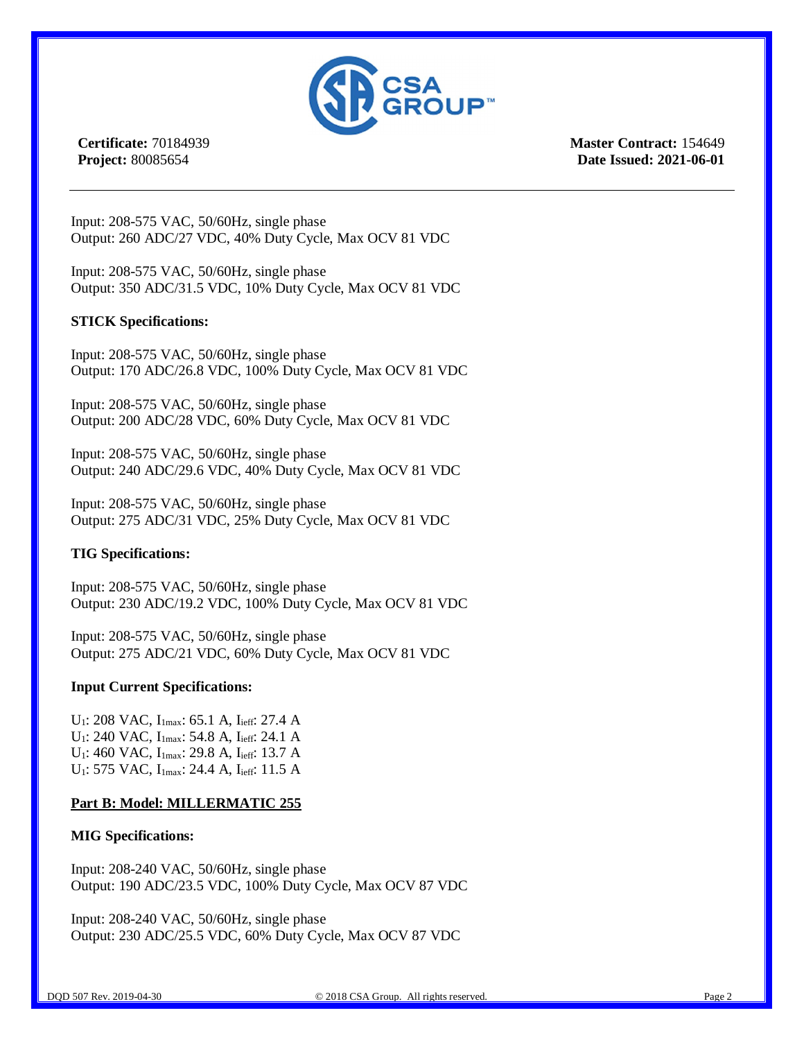**Certificate:** 70184939
**Project:** 80085654

**Master Contract:** 154649
**Date Issued: 2021-06-01**

---

Input: 208-575 VAC, 50/60Hz, single phase
Output: 260 ADC/27 VDC, 40% Duty Cycle, Max OCV 81 VDC

Input: 208-575 VAC, 50/60Hz, single phase
Output: 350 ADC/31.5 VDC, 10% Duty Cycle, Max OCV 81 VDC

**STICK Specifications:**

Input: 208-575 VAC, 50/60Hz, single phase
Output: 170 ADC/26.8 VDC, 100% Duty Cycle, Max OCV 81 VDC

Input: 208-575 VAC, 50/60Hz, single phase
Output: 200 ADC/28 VDC, 60% Duty Cycle, Max OCV 81 VDC

Input: 208-575 VAC, 50/60Hz, single phase
Output: 240 ADC/29.6 VDC, 40% Duty Cycle, Max OCV 81 VDC

Input: 208-575 VAC, 50/60Hz, single phase
Output: 275 ADC/31 VDC, 25% Duty Cycle, Max OCV 81 VDC

**TIG Specifications:**

Input: 208-575 VAC, 50/60Hz, single phase
Output: 230 ADC/19.2 VDC, 100% Duty Cycle, Max OCV 81 VDC

Input: 208-575 VAC, 50/60Hz, single phase
Output: 275 ADC/21 VDC, 60% Duty Cycle, Max OCV 81 VDC

**Input Current Specifications:**

$U_1$: 208 VAC, $I_{1max}$: 65.1 A, $I_{ieff}$: 27.4 A
$U_1$: 240 VAC, $I_{1max}$: 54.8 A, $I_{ieff}$: 24.1 A
$U_1$: 460 VAC, $I_{1max}$: 29.8 A, $I_{ieff}$: 13.7 A
$U_1$: 575 VAC, $I_{1max}$: 24.4 A, $I_{ieff}$: 11.5 A

**Part B: Model: MILLERMATIC 255**

**MIG Specifications:**

Input: 208-240 VAC, 50/60Hz, single phase
Output: 190 ADC/23.5 VDC, 100% Duty Cycle, Max OCV 87 VDC

Input: 208-240 VAC, 50/60Hz, single phase
Output: 230 ADC/25.5 VDC, 60% Duty Cycle, Max OCV 87 VDC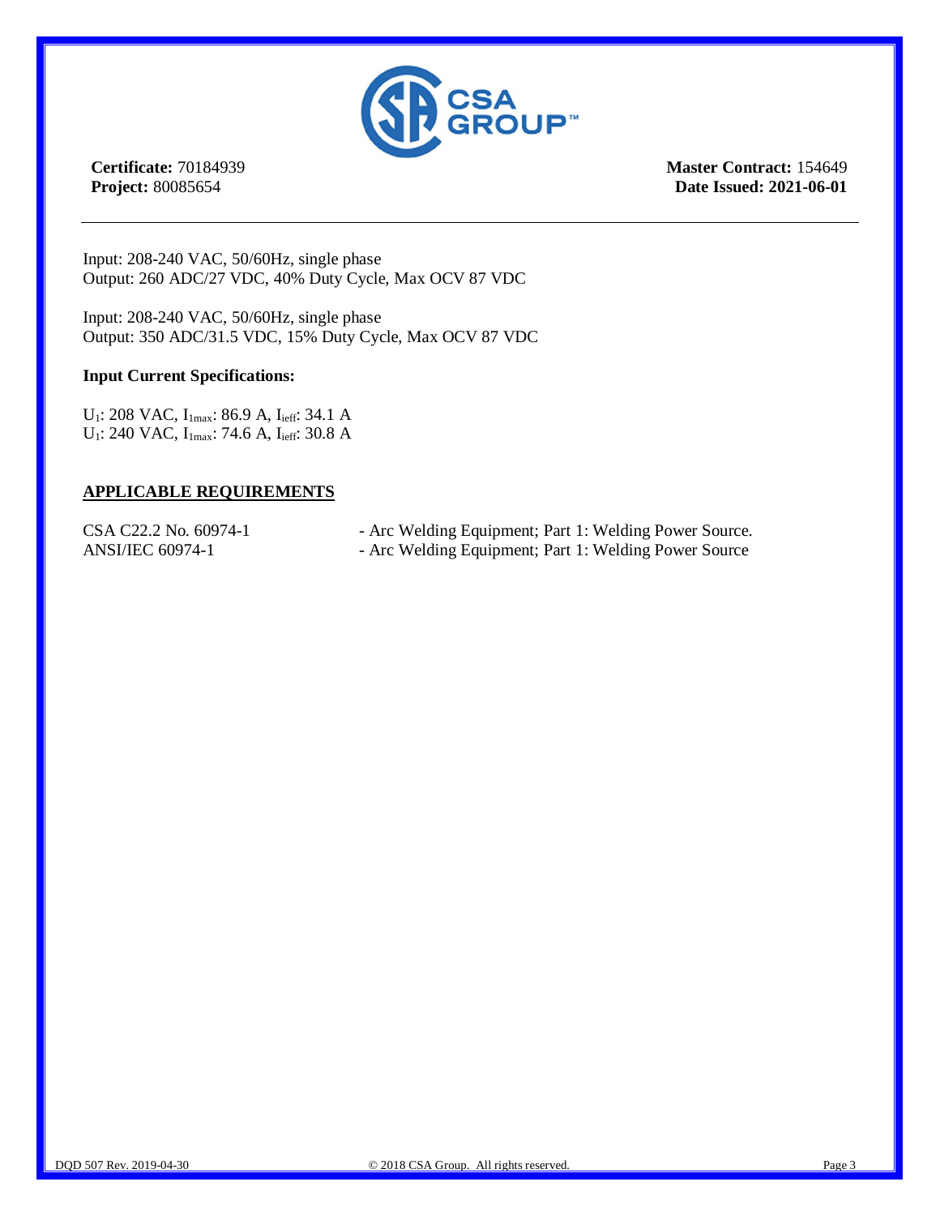**Certificate:** 70184939
**Project:** 80085654

**Master Contract:** 154649
**Date Issued: 2021-06-01**

---

Input: 208-240 VAC, 50/60Hz, single phase
Output: 260 ADC/27 VDC, 40% Duty Cycle, Max OCV 87 VDC

Input: 208-240 VAC, 50/60Hz, single phase
Output: 350 ADC/31.5 VDC, 15% Duty Cycle, Max OCV 87 VDC

**Input Current Specifications:**

$U_1$: 208 VAC, $I_{1max}$: 86.9 A, $I_{ieff}$: 34.1 A
$U_1$: 240 VAC, $I_{1max}$: 74.6 A, $I_{ieff}$: 30.8 A

## APPLICABLE REQUIREMENTS

| | |
|---|---|
| CSA C22.2 No. 60974-1 | - Arc Welding Equipment; Part 1: Welding Power Source. |
| ANSI/IEC 60974-1 | - Arc Welding Equipment; Part 1: Welding Power Source |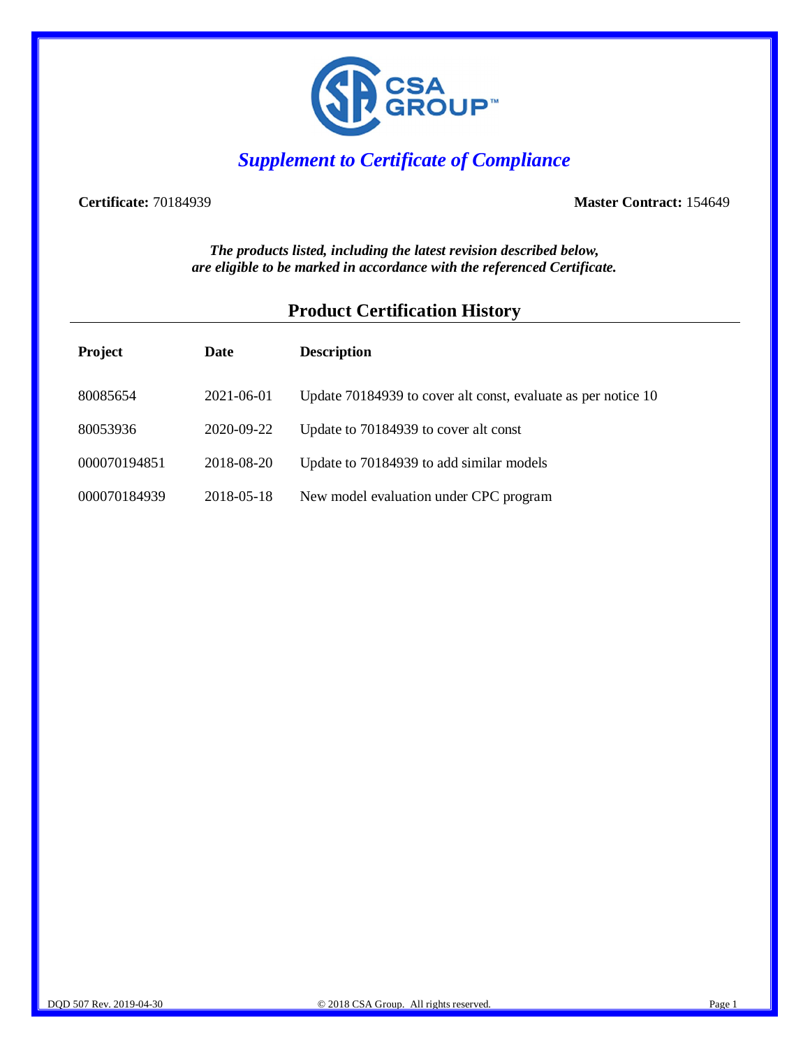# *Supplement to Certificate of Compliance*

**Certificate:** 70184939 **Master Contract:** 154649

***The products listed, including the latest revision described below, are eligible to be marked in accordance with the referenced Certificate.***

## Product Certification History

| Project | Date | Description |
|---|---|---|
| 80085654 | 2021-06-01 | Update 70184939 to cover alt const, evaluate as per notice 10 |
| 80053936 | 2020-09-22 | Update to 70184939 to cover alt const |
| 000070194851 | 2018-08-20 | Update to 70184939 to add similar models |
| 000070184939 | 2018-05-18 | New model evaluation under CPC program |